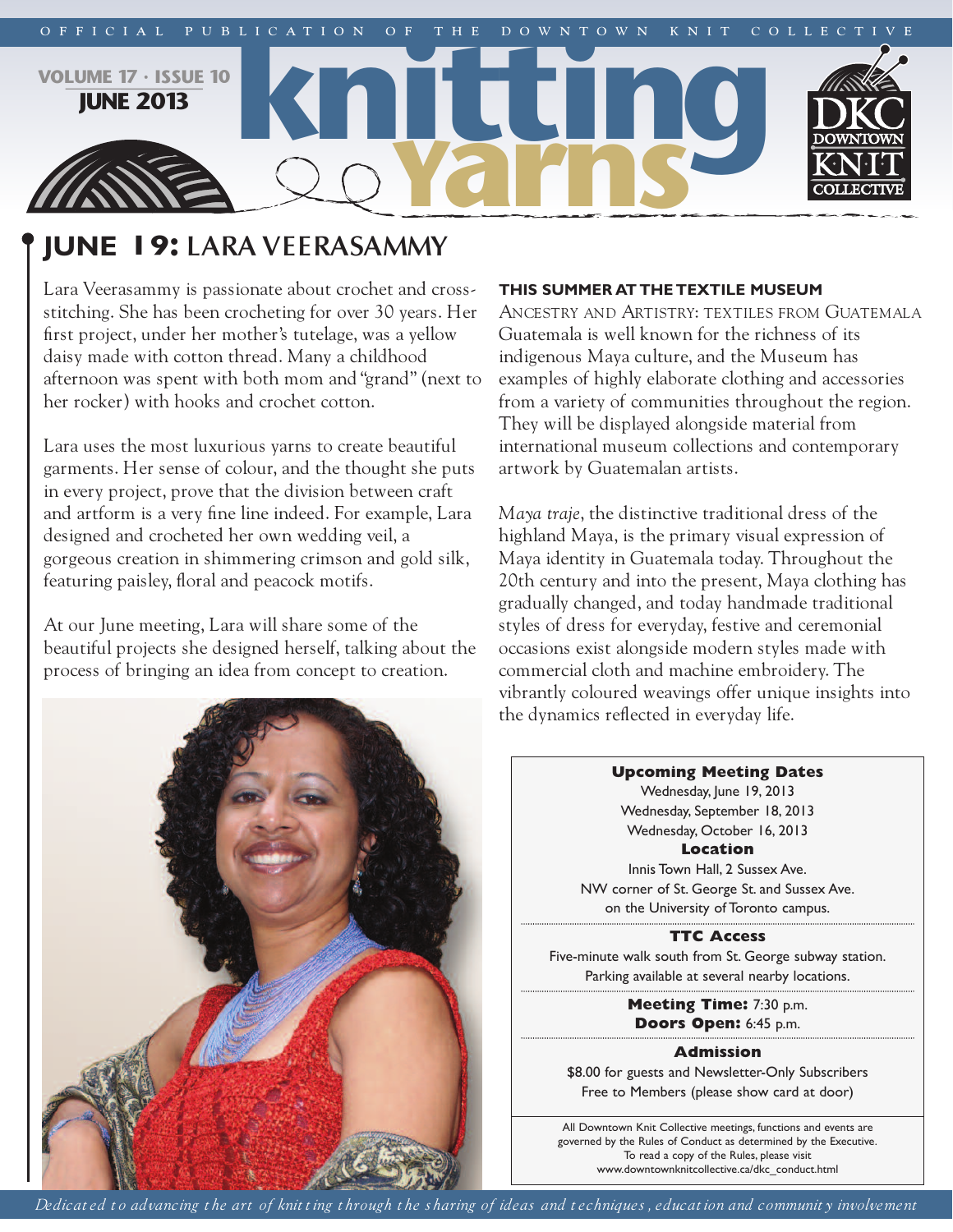OFFICIAL PUBLICATION OF THE DOWNTOWN KNIT COLLECTIVE

VOLUME 17 · ISSUE 10
**JUNE 2013**

# knitting Yarns

## JUNE 19: LARA VEERASAMMY

Lara Veerasammy is passionate about crochet and cross-stitching. She has been crocheting for over 30 years. Her first project, under her mother's tutelage, was a yellow daisy made with cotton thread. Many a childhood afternoon was spent with both mom and "grand" (next to her rocker) with hooks and crochet cotton.

Lara uses the most luxurious yarns to create beautiful garments. Her sense of colour, and the thought she puts in every project, prove that the division between craft and artform is a very fine line indeed. For example, Lara designed and crocheted her own wedding veil, a gorgeous creation in shimmering crimson and gold silk, featuring paisley, floral and peacock motifs.

At our June meeting, Lara will share some of the beautiful projects she designed herself, talking about the process of bringing an idea from concept to creation.

### THIS SUMMER AT THE TEXTILE MUSEUM

ANCESTRY AND ARTISTRY: TEXTILES FROM GUATEMALA

Guatemala is well known for the richness of its indigenous Maya culture, and the Museum has examples of highly elaborate clothing and accessories from a variety of communities throughout the region. They will be displayed alongside material from international museum collections and contemporary artwork by Guatemalan artists.

*Maya traje*, the distinctive traditional dress of the highland Maya, is the primary visual expression of Maya identity in Guatemala today. Throughout the 20th century and into the present, Maya clothing has gradually changed, and today handmade traditional styles of dress for everyday, festive and ceremonial occasions exist alongside modern styles made with commercial cloth and machine embroidery. The vibrantly coloured weavings offer unique insights into the dynamics reflected in everyday life.

**Upcoming Meeting Dates**
Wednesday, June 19, 2013
Wednesday, September 18, 2013
Wednesday, October 16, 2013

**Location**
Innis Town Hall, 2 Sussex Ave.
NW corner of St. George St. and Sussex Ave.
on the University of Toronto campus.

**TTC Access**
Five-minute walk south from St. George subway station.
Parking available at several nearby locations.

**Meeting Time:** 7:30 p.m.
**Doors Open:** 6:45 p.m.

**Admission**
$8.00 for guests and Newsletter-Only Subscribers
Free to Members (please show card at door)

All Downtown Knit Collective meetings, functions and events are governed by the Rules of Conduct as determined by the Executive. To read a copy of the Rules, please visit www.downtownknitcollective.ca/dkc_conduct.html

*Dedicated to advancing the art of knitting through the sharing of ideas and techniques, education and community involvement*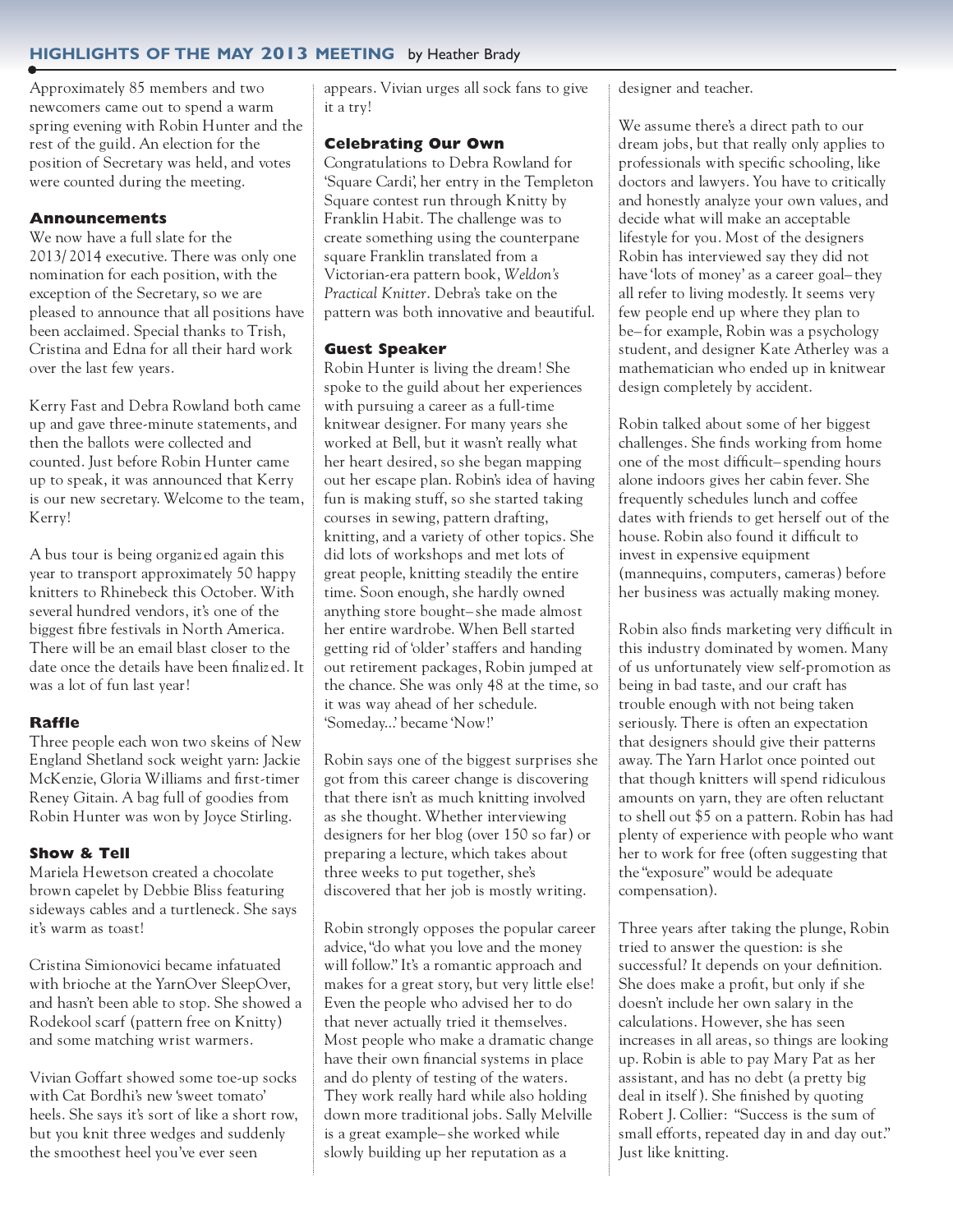## HIGHLIGHTS OF THE MAY 2013 MEETING by Heather Brady

Approximately 85 members and two newcomers came out to spend a warm spring evening with Robin Hunter and the rest of the guild. An election for the position of Secretary was held, and votes were counted during the meeting.

### Announcements

We now have a full slate for the 2013/2014 executive. There was only one nomination for each position, with the exception of the Secretary, so we are pleased to announce that all positions have been acclaimed. Special thanks to Trish, Cristina and Edna for all their hard work over the last few years.

Kerry Fast and Debra Rowland both came up and gave three-minute statements, and then the ballots were collected and counted. Just before Robin Hunter came up to speak, it was announced that Kerry is our new secretary. Welcome to the team, Kerry!

A bus tour is being organized again this year to transport approximately 50 happy knitters to Rhinebeck this October. With several hundred vendors, it's one of the biggest fibre festivals in North America. There will be an email blast closer to the date once the details have been finalized. It was a lot of fun last year!

### Raffle

Three people each won two skeins of New England Shetland sock weight yarn: Jackie McKenzie, Gloria Williams and first-timer Reney Gitain. A bag full of goodies from Robin Hunter was won by Joyce Stirling.

### Show & Tell

Mariela Hewetson created a chocolate brown capelet by Debbie Bliss featuring sideways cables and a turtleneck. She says it's warm as toast!

Cristina Simionovici became infatuated with brioche at the YarnOver SleepOver, and hasn't been able to stop. She showed a Rodekool scarf (pattern free on Knitty) and some matching wrist warmers.

Vivian Goffart showed some toe-up socks with Cat Bordhi's new 'sweet tomato' heels. She says it's sort of like a short row, but you knit three wedges and suddenly the smoothest heel you've ever seen appears. Vivian urges all sock fans to give it a try!

### Celebrating Our Own

Congratulations to Debra Rowland for 'Square Cardi', her entry in the Templeton Square contest run through Knitty by Franklin Habit. The challenge was to create something using the counterpane square Franklin translated from a Victorian-era pattern book, *Weldon's Practical Knitter*. Debra's take on the pattern was both innovative and beautiful.

### Guest Speaker

Robin Hunter is living the dream! She spoke to the guild about her experiences with pursuing a career as a full-time knitwear designer. For many years she worked at Bell, but it wasn't really what her heart desired, so she began mapping out her escape plan. Robin's idea of having fun is making stuff, so she started taking courses in sewing, pattern drafting, knitting, and a variety of other topics. She did lots of workshops and met lots of great people, knitting steadily the entire time. Soon enough, she hardly owned anything store bought– she made almost her entire wardrobe. When Bell started getting rid of 'older' staffers and handing out retirement packages, Robin jumped at the chance. She was only 48 at the time, so it was way ahead of her schedule. 'Someday...' became 'Now!'

Robin says one of the biggest surprises she got from this career change is discovering that there isn't as much knitting involved as she thought. Whether interviewing designers for her blog (over 150 so far) or preparing a lecture, which takes about three weeks to put together, she's discovered that her job is mostly writing.

Robin strongly opposes the popular career advice, "do what you love and the money will follow." It's a romantic approach and makes for a great story, but very little else! Even the people who advised her to do that never actually tried it themselves. Most people who make a dramatic change have their own financial systems in place and do plenty of testing of the waters. They work really hard while also holding down more traditional jobs. Sally Melville is a great example– she worked while slowly building up her reputation as a designer and teacher.

We assume there's a direct path to our dream jobs, but that really only applies to professionals with specific schooling, like doctors and lawyers. You have to critically and honestly analyze your own values, and decide what will make an acceptable lifestyle for you. Most of the designers Robin has interviewed say they did not have 'lots of money' as a career goal– they all refer to living modestly. It seems very few people end up where they plan to be– for example, Robin was a psychology student, and designer Kate Atherley was a mathematician who ended up in knitwear design completely by accident.

Robin talked about some of her biggest challenges. She finds working from home one of the most difficult– spending hours alone indoors gives her cabin fever. She frequently schedules lunch and coffee dates with friends to get herself out of the house. Robin also found it difficult to invest in expensive equipment (mannequins, computers, cameras) before her business was actually making money.

Robin also finds marketing very difficult in this industry dominated by women. Many of us unfortunately view self-promotion as being in bad taste, and our craft has trouble enough with not being taken seriously. There is often an expectation that designers should give their patterns away. The Yarn Harlot once pointed out that though knitters will spend ridiculous amounts on yarn, they are often reluctant to shell out $5 on a pattern. Robin has had plenty of experience with people who want her to work for free (often suggesting that the "exposure" would be adequate compensation).

Three years after taking the plunge, Robin tried to answer the question: is she successful? It depends on your definition. She does make a profit, but only if she doesn't include her own salary in the calculations. However, she has seen increases in all areas, so things are looking up. Robin is able to pay Mary Pat as her assistant, and has no debt (a pretty big deal in itself). She finished by quoting Robert J. Collier: "Success is the sum of small efforts, repeated day in and day out." Just like knitting.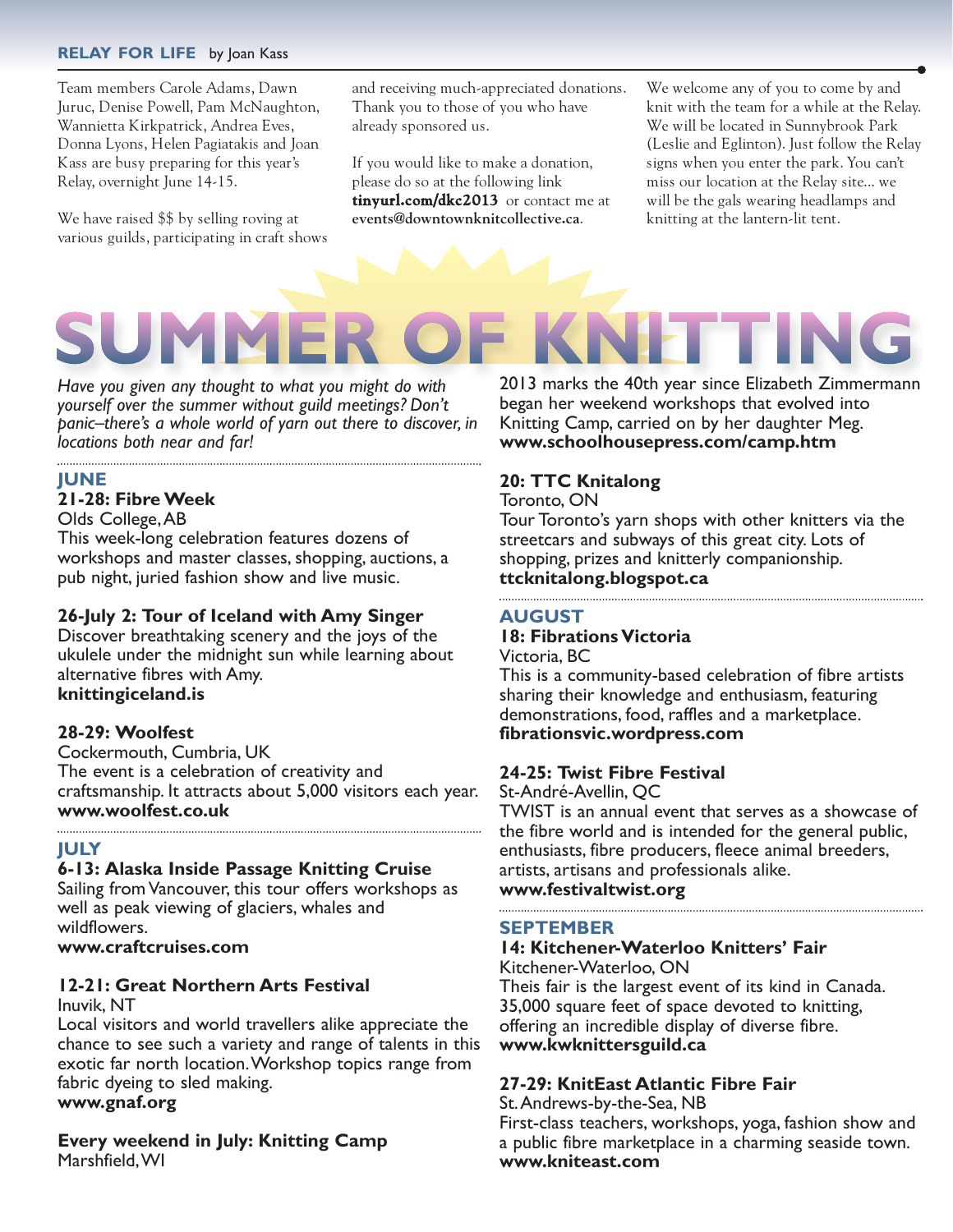## RELAY FOR LIFE by Joan Kass

Team members Carole Adams, Dawn Juruc, Denise Powell, Pam McNaughton, Wannietta Kirkpatrick, Andrea Eves, Donna Lyons, Helen Pagiatakis and Joan Kass are busy preparing for this year's Relay, overnight June 14-15.

We have raised $$ by selling roving at various guilds, participating in craft shows and receiving much-appreciated donations. Thank you to those of you who have already sponsored us.

If you would like to make a donation, please do so at the following link **tinyurl.com/dkc2013** or contact me at **events@downtownknitcollective.ca**.

We welcome any of you to come by and knit with the team for a while at the Relay. We will be located in Sunnybrook Park (Leslie and Eglinton). Just follow the Relay signs when you enter the park. You can't miss our location at the Relay site... we will be the gals wearing headlamps and knitting at the lantern-lit tent.

# SUMMER OF KNITTING

*Have you given any thought to what you might do with yourself over the summer without guild meetings? Don't panic–there's a whole world of yarn out there to discover, in locations both near and far!*

### JUNE

**21-28: Fibre Week**
Olds College, AB
This week-long celebration features dozens of workshops and master classes, shopping, auctions, a pub night, juried fashion show and live music.

**26-July 2: Tour of Iceland with Amy Singer**
Discover breathtaking scenery and the joys of the ukulele under the midnight sun while learning about alternative fibres with Amy.
**knittingiceland.is**

**28-29: Woolfest**
Cockermouth, Cumbria, UK
The event is a celebration of creativity and craftsmanship. It attracts about 5,000 visitors each year.
**www.woolfest.co.uk**

### JULY

**6-13: Alaska Inside Passage Knitting Cruise**
Sailing from Vancouver, this tour offers workshops as well as peak viewing of glaciers, whales and wildflowers.
**www.craftcruises.com**

**12-21: Great Northern Arts Festival**
Inuvik, NT
Local visitors and world travellers alike appreciate the chance to see such a variety and range of talents in this exotic far north location. Workshop topics range from fabric dyeing to sled making.
**www.gnaf.org**

**Every weekend in July: Knitting Camp**
Marshfield, WI
2013 marks the 40th year since Elizabeth Zimmermann began her weekend workshops that evolved into Knitting Camp, carried on by her daughter Meg.
**www.schoolhousepress.com/camp.htm**

**20: TTC Knitalong**
Toronto, ON
Tour Toronto's yarn shops with other knitters via the streetcars and subways of this great city. Lots of shopping, prizes and knitterly companionship.
**ttcknitalong.blogspot.ca**

### AUGUST

**18: Fibrations Victoria**
Victoria, BC
This is a community-based celebration of fibre artists sharing their knowledge and enthusiasm, featuring demonstrations, food, raffles and a marketplace.
**fibrationsvic.wordpress.com**

**24-25: Twist Fibre Festival**
St-André-Avellin, QC
TWIST is an annual event that serves as a showcase of the fibre world and is intended for the general public, enthusiasts, fibre producers, fleece animal breeders, artists, artisans and professionals alike.
**www.festivaltwist.org**

### SEPTEMBER

**14: Kitchener-Waterloo Knitters' Fair**
Kitchener-Waterloo, ON
Theis fair is the largest event of its kind in Canada. 35,000 square feet of space devoted to knitting, offering an incredible display of diverse fibre.
**www.kwknittersguild.ca**

**27-29: KnitEast Atlantic Fibre Fair**
St. Andrews-by-the-Sea, NB
First-class teachers, workshops, yoga, fashion show and a public fibre marketplace in a charming seaside town.
**www.kniteast.com**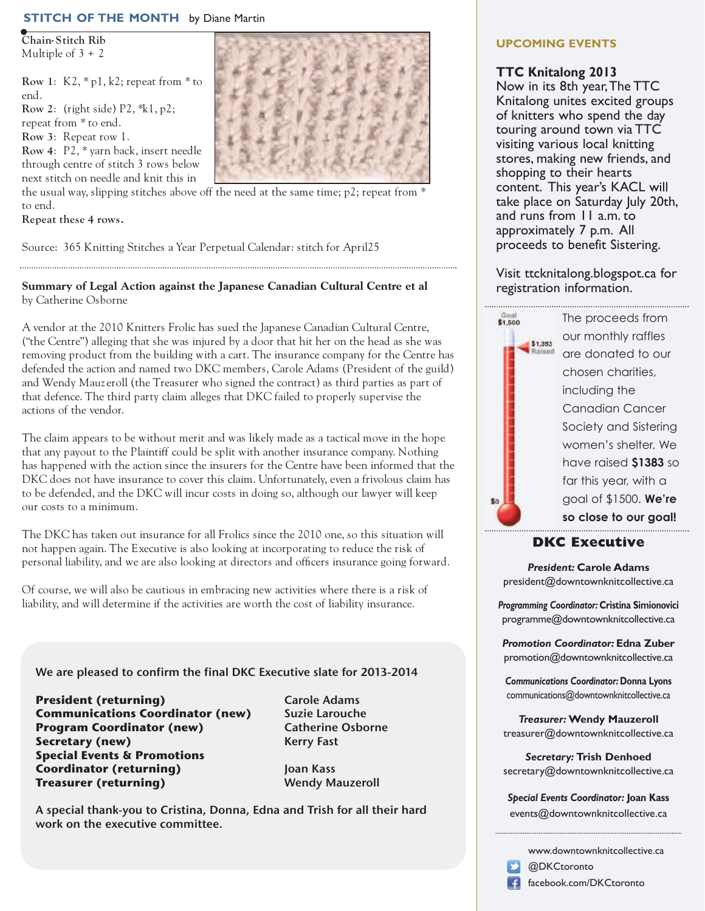## STITCH OF THE MONTH by Diane Martin

**Chain-Stitch Rib**
Multiple of 3 + 2

**Row 1**: K2, * p1, k2; repeat from * to end.
**Row 2**: (right side) P2, *k1, p2; repeat from * to end.
**Row 3**: Repeat row 1.
**Row 4**: P2, * yarn back, insert needle through centre of stitch 3 rows below next stitch on needle and knit this in the usual way, slipping stitches above off the need at the same time; p2; repeat from * to end.
**Repeat these 4 rows.**

Source: 365 Knitting Stitches a Year Perpetual Calendar: stitch for April25

---

**Summary of Legal Action against the Japanese Canadian Cultural Centre et al**
by Catherine Osborne

A vendor at the 2010 Knitters Frolic has sued the Japanese Canadian Cultural Centre, ("the Centre") alleging that she was injured by a door that hit her on the head as she was removing product from the building with a cart. The insurance company for the Centre has defended the action and named two DKC members, Carole Adams (President of the guild) and Wendy Mauzeroll (the Treasurer who signed the contract) as third parties as part of that defence. The third party claim alleges that DKC failed to properly supervise the actions of the vendor.

The claim appears to be without merit and was likely made as a tactical move in the hope that any payout to the Plaintiff could be split with another insurance company. Nothing has happened with the action since the insurers for the Centre have been informed that the DKC does not have insurance to cover this claim. Unfortunately, even a frivolous claim has to be defended, and the DKC will incur costs in doing so, although our lawyer will keep our costs to a minimum.

The DKC has taken out insurance for all Frolics since the 2010 one, so this situation will not happen again. The Executive is also looking at incorporating to reduce the risk of personal liability, and we are also looking at directors and officers insurance going forward.

Of course, we will also be cautious in embracing new activities where there is a risk of liability, and will determine if the activities are worth the cost of liability insurance.

**We are pleased to confirm the final DKC Executive slate for 2013-2014**

| | |
|---|---|
| **President (returning)** | Carole Adams |
| **Communications Coordinator (new)** | Suzie Larouche |
| **Program Coordinator (new)** | Catherine Osborne |
| **Secretary (new)** | Kerry Fast |
| **Special Events & Promotions Coordinator (returning)** | Joan Kass |
| **Treasurer (returning)** | Wendy Mauzeroll |

**A special thank-you to Cristina, Donna, Edna and Trish for all their hard work on the executive committee.**

## UPCOMING EVENTS

**TTC Knitalong 2013**
Now in its 8th year, The TTC Knitalong unites excited groups of knitters who spend the day touring around town via TTC visiting various local knitting stores, making new friends, and shopping to their hearts content. This year's KACL will take place on Saturday July 20th, and runs from 11 a.m. to approximately 7 p.m. All proceeds to benefit Sistering.

Visit ttcknitalong.blogspot.ca for registration information.

---

Goal
$1,500
$1,383
Raised
$0

The proceeds from our monthly raffles are donated to our chosen charities, including the Canadian Cancer Society and Sistering women's shelter. We have raised **$1383** so far this year, with a goal of $1500. **We're so close to our goal!**

## DKC Executive

***President:*** **Carole Adams**
president@downtownknitcollective.ca

***Programming Coordinator:*** **Cristina Simionovici**
programme@downtownknitcollective.ca

***Promotion Coordinator:*** **Edna Zuber**
promotion@downtownknitcollective.ca

***Communications Coordinator:*** **Donna Lyons**
communications@downtownknitcollective.ca

***Treasurer:*** **Wendy Mauzeroll**
treasurer@downtownknitcollective.ca

***Secretary:*** **Trish Denhoed**
secretary@downtownknitcollective.ca

***Special Events Coordinator:*** **Joan Kass**
events@downtownknitcollective.ca

www.downtownknitcollective.ca
@DKCtoronto
facebook.com/DKCtoronto